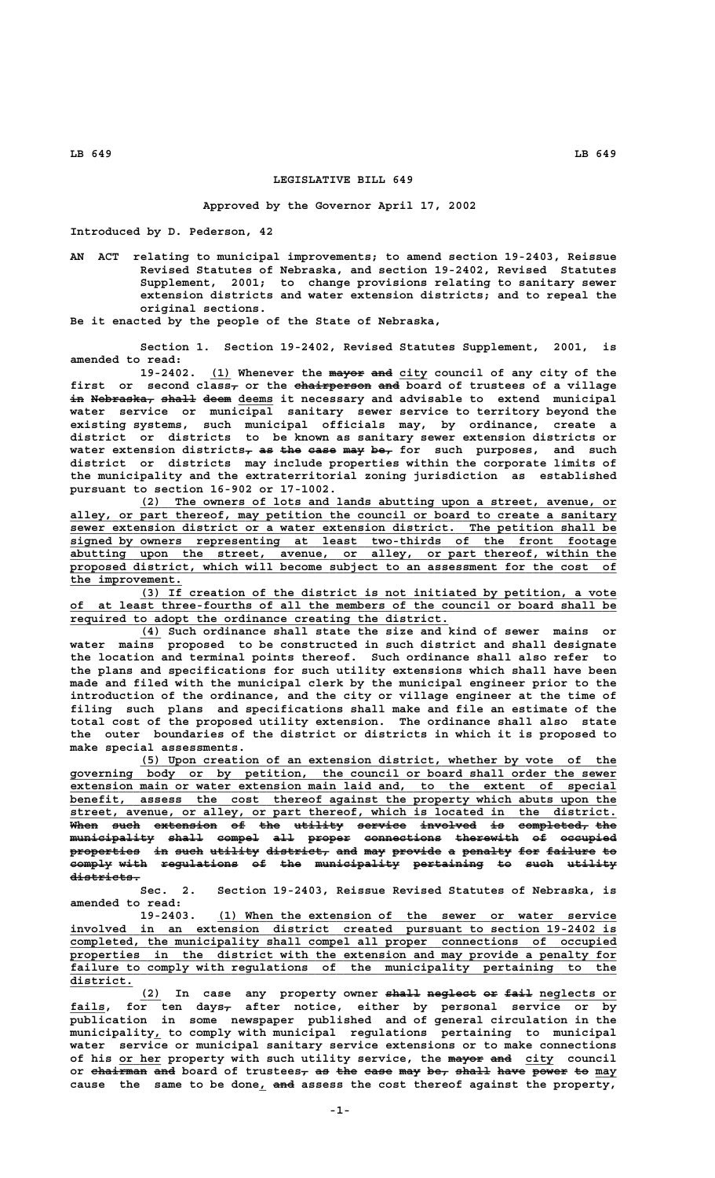# LEGISLATIVE BILL 649

Approved by the Governor April 17, 2002

Introduced by D. Pederson, 42

AN ACT relating to municipal improvements; to amend section 19-2403, Reissue Revised Statutes of Nebraska, and section 19-2402, Revised Statutes Supplement, 2001; to change provisions relating to sanitary sewer extension districts and water extension districts; and to repeal the original sections.

Be it enacted by the people of the State of Nebraska,

Section 1. Section 19-2402, Revised Statutes Supplement, 2001, is amended to read:

19-2402. (1) Whenever the ~~mayor and~~ city council of any city of the first or second class~~,~~ or the ~~chairperson and~~ board of trustees of a village ~~in Nebraska, shall deem~~ deems it necessary and advisable to extend municipal water service or municipal sanitary sewer service to territory beyond the existing systems, such municipal officials may, by ordinance, create a district or districts to be known as sanitary sewer extension districts or water extension districts~~, as the case may be,~~ for such purposes, and such district or districts may include properties within the corporate limits of the municipality and the extraterritorial zoning jurisdiction as established pursuant to section 16-902 or 17-1002.

(2) The owners of lots and lands abutting upon a street, avenue, or alley, or part thereof, may petition the council or board to create a sanitary sewer extension district or a water extension district. The petition shall be signed by owners representing at least two-thirds of the front footage abutting upon the street, avenue, or alley, or part thereof, within the proposed district, which will become subject to an assessment for the cost of the improvement.

(3) If creation of the district is not initiated by petition, a vote of at least three-fourths of all the members of the council or board shall be required to adopt the ordinance creating the district.

(4) Such ordinance shall state the size and kind of sewer mains or water mains proposed to be constructed in such district and shall designate the location and terminal points thereof. Such ordinance shall also refer to the plans and specifications for such utility extensions which shall have been made and filed with the municipal clerk by the municipal engineer prior to the introduction of the ordinance, and the city or village engineer at the time of filing such plans and specifications shall make and file an estimate of the total cost of the proposed utility extension. The ordinance shall also state the outer boundaries of the district or districts in which it is proposed to make special assessments.

(5) Upon creation of an extension district, whether by vote of the governing body or by petition, the council or board shall order the sewer extension main or water extension main laid and, to the extent of special benefit, assess the cost thereof against the property which abuts upon the street, avenue, or alley, or part thereof, which is located in the district. ~~When such extension of the utility service involved is completed, the municipality shall compel all proper connections therewith of occupied properties in such utility district, and may provide a penalty for failure to comply with regulations of the municipality pertaining to such utility districts.~~

Sec. 2. Section 19-2403, Reissue Revised Statutes of Nebraska, is amended to read:

19-2403. (1) When the extension of the sewer or water service involved in an extension district created pursuant to section 19-2402 is completed, the municipality shall compel all proper connections of occupied properties in the district with the extension and may provide a penalty for failure to comply with regulations of the municipality pertaining to the district.

(2) In case any property owner ~~shall neglect or fail~~ neglects or fails, for ten days~~,~~ after notice, either by personal service or by publication in some newspaper published and of general circulation in the municipality, to comply with municipal regulations pertaining to municipal water service or municipal sanitary service extensions or to make connections of his or her property with such utility service, the ~~mayor and~~ city council or ~~chairman and~~ board of trustees~~, as the case may be, shall have power to~~ may cause the same to be done, ~~and~~ assess the cost thereof against the property,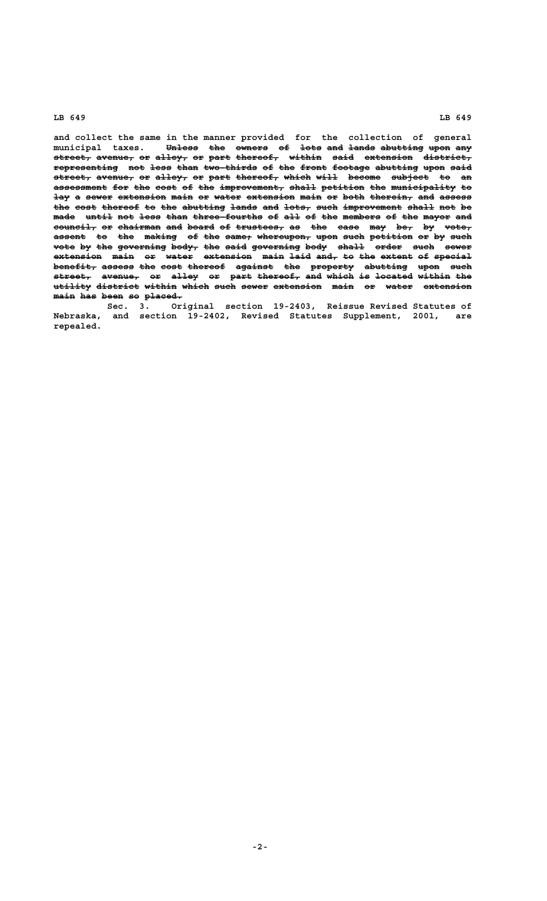and collect the same in the manner provided for the collection of general municipal taxes. ~~Unless the owners of lots and lands abutting upon any street, avenue, or alley, or part thereof, within said extension district, representing not less than two-thirds of the front footage abutting upon said street, avenue, or alley, or part thereof, which will become subject to an assessment for the cost of the improvement, shall petition the municipality to lay a sewer extension main or water extension main or both therein, and assess the cost thereof to the abutting lands and lots, such improvement shall not be made until not less than three-fourths of all of the members of the mayor and council, or chairman and board of trustees, as the case may be, by vote, assent to the making of the same; whereupon, upon such petition or by such vote by the governing body, the said governing body shall order such sewer extension main or water extension main laid and, to the extent of special benefit, assess the cost thereof against the property abutting upon such street, avenue, or alley or part thereof, and which is located within the utility district within which such sewer extension main or water extension main has been so placed.~~

Sec. 3. Original section 19-2403, Reissue Revised Statutes of Nebraska, and section 19-2402, Revised Statutes Supplement, 2001, are repealed.